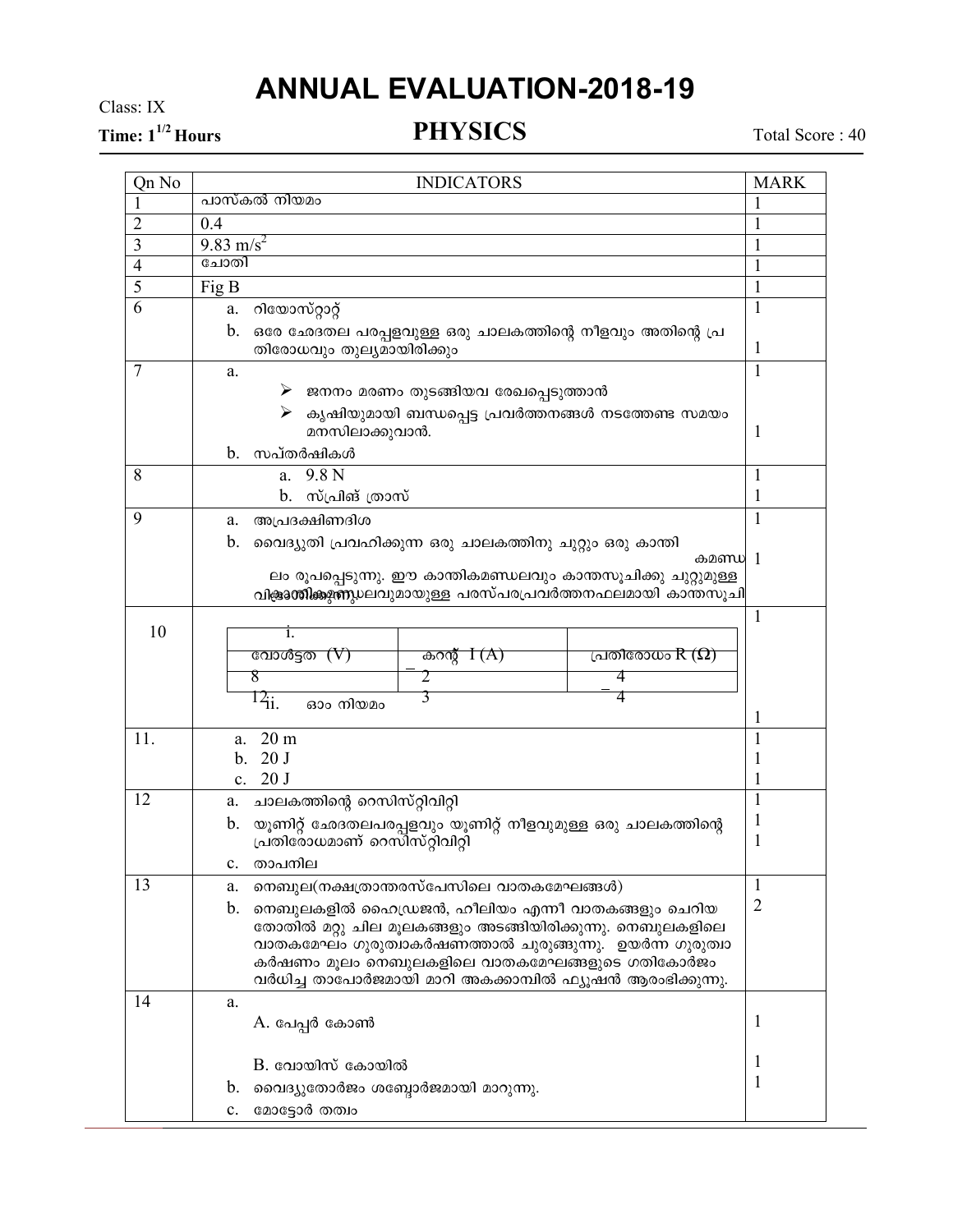# ANNUAL EVALUATION-2018-19

Class: IX

**Time: $1^{1/2}$ Hours** | **PHYSICS** | Total Score : 40

| Qn No | INDICATORS | MARK |
|---|---|---|
| 1 | പാസ്കൽ നിയമം | 1 |
| 2 | 0.4 | 1 |
| 3 | 9.83 m/s$^2$ | 1 |
| 4 | ചോതി | 1 |
| 5 | Fig B | 1 |
| 6 | a. റിയോസ്റ്റാറ്റ്<br>b. ഒരേ ഛേദതല പരപ്പളവുള്ള ഒരു ചാലകത്തിന്റെ നീളവും അതിന്റെ പ്രതിരോധവും തുല്യമായിരിക്കും | 1<br>1 |
| 7 | a.<br>➢ ജനനം മരണം തുടങ്ങിയവ രേഖപ്പെടുത്താൻ<br>➢ കൃഷിയുമായി ബന്ധപ്പെട്ട പ്രവർത്തനങ്ങൾ നടത്തേണ്ട സമയം മനസിലാക്കുവാൻ.<br>b. സപ്തർഷികൾ | 1<br>1 |
| 8 | a. 9.8 N<br>b. സ്പ്രിങ് ത്രാസ് | 1<br>1 |
| 9 | a. അപ്രദക്ഷിണദിശ<br>b. വൈദ്യുതി പ്രവഹിക്കുന്ന ഒരു ചാലകത്തിനു ചുറ്റും ഒരു കാന്തികമണ്ഡലം രൂപപ്പെടുന്നു. ഈ കാന്തികമണ്ഡലവും കാന്തസൂചിക്കു ചുറ്റുമുള്ള കാന്തികമണ്ഡലവുമായുള്ള പരസ്പരപ്രവർത്തനഫലമായി കാന്തസൂചി വിഭ്രംശിക്കുന്നു | 1<br>1 |
| 10 | i.<br>വോൾട്ടത (V) \| കറന്റ് I (A) \| പ്രതിരോധം R (Ω)<br>8 \| 2 \| 4<br>12 \| 3 \| 4<br>ii. ഓം നിയമം | 1<br>1 |
| 11. | a. 20 m<br>b. 20 J<br>c. 20 J | 1<br>1<br>1 |
| 12 | a. ചാലകത്തിന്റെ റെസിസ്റ്റിവിറ്റി<br>b. യൂണിറ്റ് ഛേദതലപരപ്പളവും യൂണിറ്റ് നീളവുമുള്ള ഒരു ചാലകത്തിന്റെ പ്രതിരോധമാണ് റെസിസ്റ്റിവിറ്റി<br>c. താപനില | 1<br>1<br>1 |
| 13 | a. നെബുല(നക്ഷത്രാന്തരസ്പേസിലെ വാതകമേഘങ്ങൾ)<br>b. നെബുലകളിൽ ഹൈഡ്രജൻ, ഹീലിയം എന്നീ വാതകങ്ങളും ചെറിയ തോതിൽ മറ്റു ചില മൂലകങ്ങളും അടങ്ങിയിരിക്കുന്നു. നെബുലകളിലെ വാതകമേഘം ഗുരുത്വാകർഷണത്താൽ ചുരുങ്ങുന്നു. ഉയർന്ന ഗുരുത്വാകർഷണം മൂലം നെബുലകളിലെ വാതകമേഘങ്ങളുടെ ഗതികോർജം വർധിച്ച താപോർജമായി മാറി അകക്കാമ്പിൽ ഫ്യൂഷൻ ആരംഭിക്കുന്നു. | 1<br>2 |
| 14 | a.<br>A. പേപ്പർ കോൺ<br>B. വോയിസ് കോയിൽ<br>b. വൈദ്യുതോർജം ശബ്ദോർജമായി മാറുന്നു.<br>c. മോട്ടോർ തത്വം | 1<br>1<br>1 |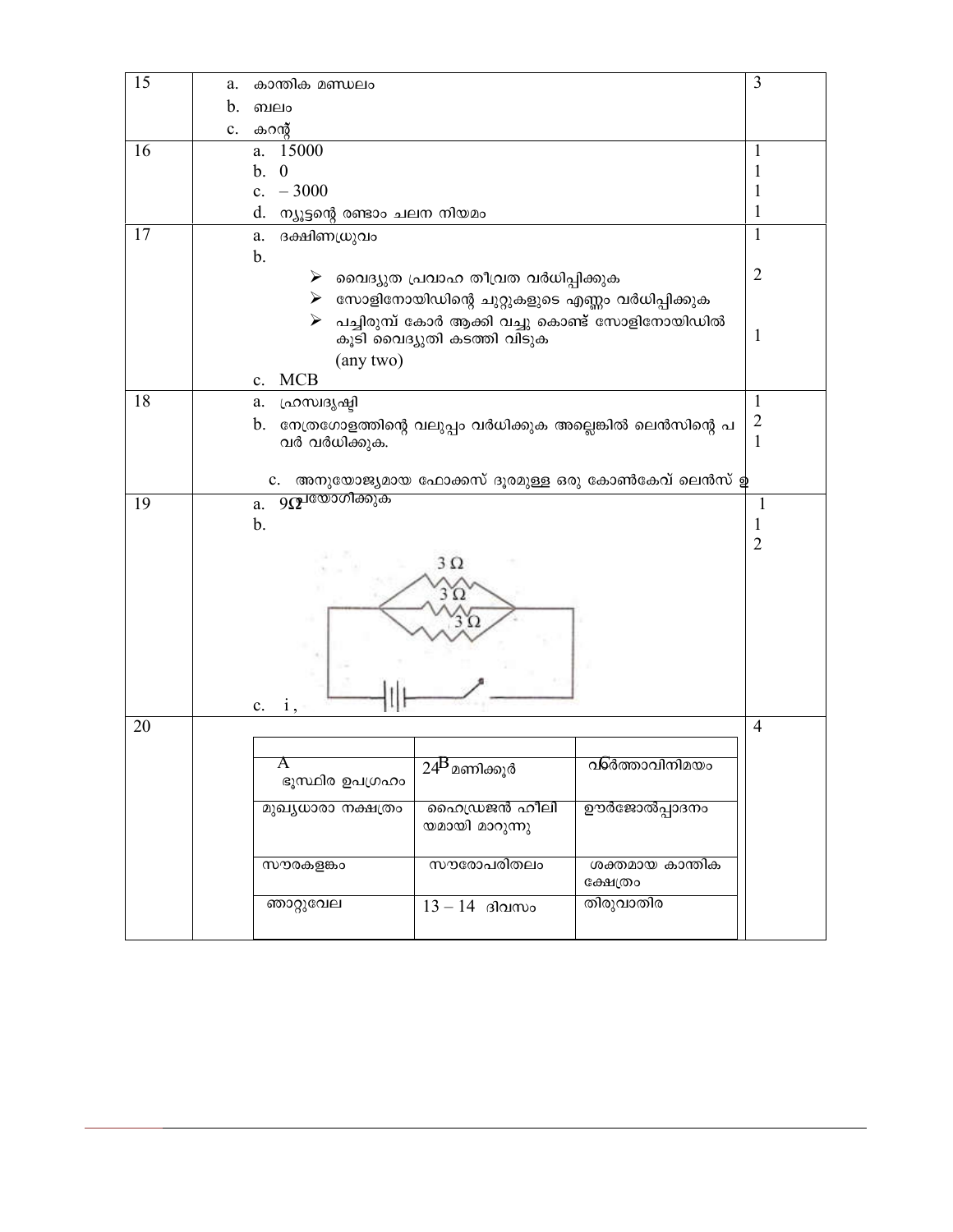| | | |
|---|---|---|
| 15 | a. കാന്തിക മണ്ഡലം<br>b. ബലം<br>c. കറന്റ് | 3 |
| 16 | a. 15000<br>b. 0<br>c. – 3000<br>d. ന്യൂട്ടന്റെ രണ്ടാം ചലന നിയമം | 1<br>1<br>1<br>1 |
| 17 | a. ദക്ഷിണധ്രുവം<br>b.<br>➢ വൈദ്യുത പ്രവാഹ തീവ്രത വർധിപ്പിക്കുക<br>➢ സോളിനോയിഡിന്റെ ചുറ്റുകളുടെ എണ്ണം വർധിപ്പിക്കുക<br>➢ പച്ചിരുമ്പ് കോർ ആക്കി വച്ചു കൊണ്ട് സോളിനോയിഡിൽ കൂടി വൈദ്യുതി കടത്തി വിടുക<br>(any two)<br>c. MCB | 1<br>2<br>1 |
| 18 | a. ഹ്രസ്വദൃഷ്ടി<br>b. നേത്രഗോളത്തിന്റെ വലുപ്പം വർധിക്കുക അല്ലെങ്കിൽ ലെൻസിന്റെ പവർ വർധിക്കുക.<br>c. അനുയോജ്യമായ ഫോക്കസ് ദൂരമുള്ള ഒരു കോൺകേവ് ലെൻസ് ഉപയോഗിക്കുക | 1<br>2<br>1 |
| 19 | a. $9\Omega$<br>b. 3 Ω, 3 Ω, 3 Ω<br>c. i , | 1<br>1<br>2 |
| 20 | A ഭൂസ്ഥിര ഉപഗ്രഹം — B 24 മണിക്കൂർ — C വാർത്താവിനിമയം<br>മുഖ്യധാരാ നക്ഷത്രം — ഹൈഡ്രജൻ ഹീലിയമായി മാറുന്നു — ഊർജോൽപ്പാദനം<br>സൗരകളങ്കം — സൗരോപരിതലം — ശക്തമായ കാന്തിക ക്ഷേത്രം<br>ഞാറ്റുവേല — 13 – 14 ദിവസം — തിരുവാതിര | 4 |

| A | B | C |
|---|---|---|
| ഭൂസ്ഥിര ഉപഗ്രഹം | 24 മണിക്കൂർ | വാർത്താവിനിമയം |
| മുഖ്യധാരാ നക്ഷത്രം | ഹൈഡ്രജൻ ഹീലിയമായി മാറുന്നു | ഊർജോൽപ്പാദനം |
| സൗരകളങ്കം | സൗരോപരിതലം | ശക്തമായ കാന്തിക ക്ഷേത്രം |
| ഞാറ്റുവേല | 13 – 14 ദിവസം | തിരുവാതിര |